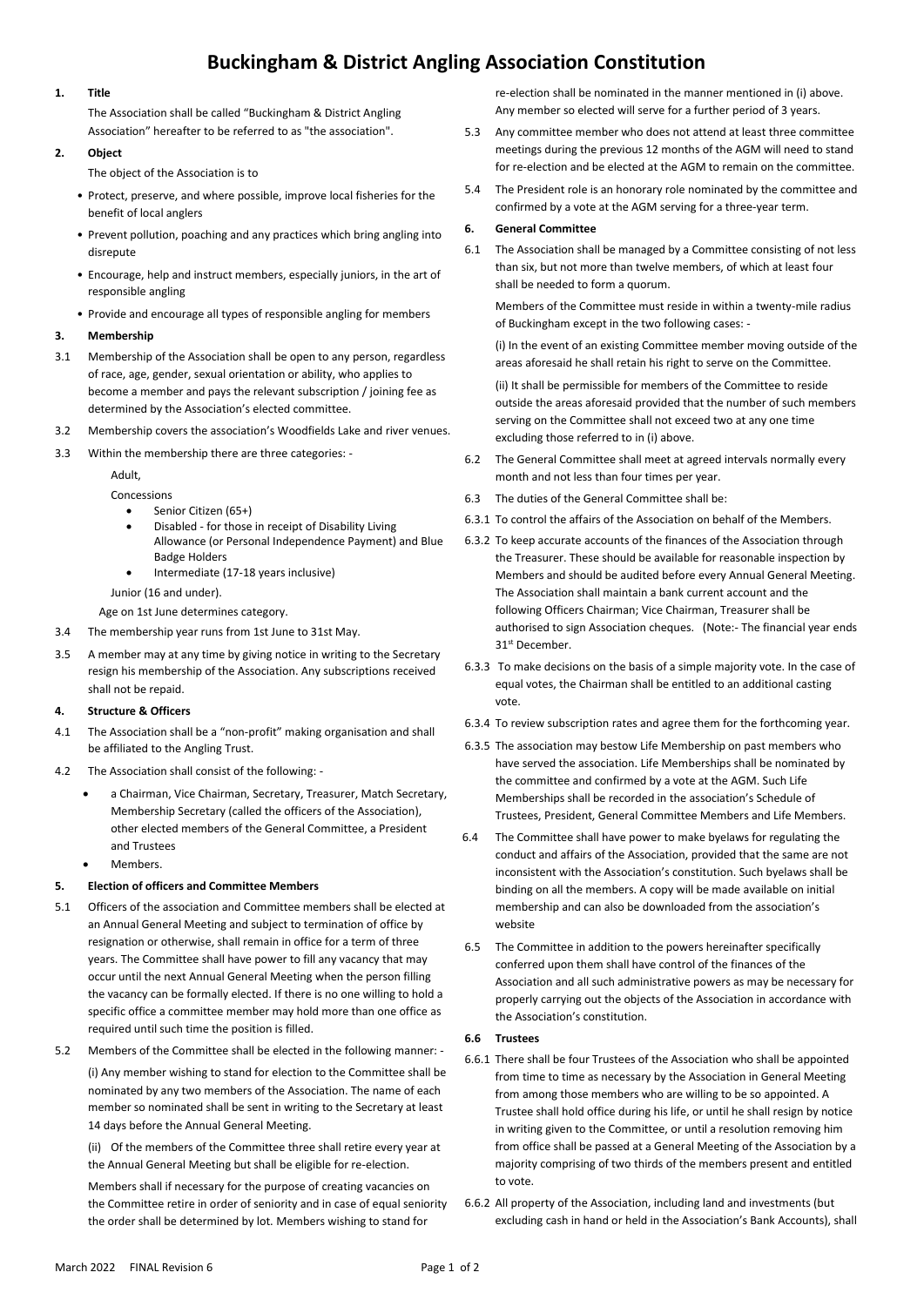# Buckingham & District Angling Association Constitution

**1. Title**

The Association shall be called "Buckingham & District Angling Association" hereafter to be referred to as "the association".

**2. Object**

The object of the Association is to

- Protect, preserve, and where possible, improve local fisheries for the benefit of local anglers
- Prevent pollution, poaching and any practices which bring angling into disrepute
- Encourage, help and instruct members, especially juniors, in the art of responsible angling
- Provide and encourage all types of responsible angling for members

**3. Membership**

3.1 Membership of the Association shall be open to any person, regardless of race, age, gender, sexual orientation or ability, who applies to become a member and pays the relevant subscription / joining fee as determined by the Association's elected committee.

3.2 Membership covers the association's Woodfields Lake and river venues.

3.3 Within the membership there are three categories: -

Adult,

Concessions

- Senior Citizen (65+)
- Disabled - for those in receipt of Disability Living Allowance (or Personal Independence Payment) and Blue Badge Holders
- Intermediate (17-18 years inclusive)

Junior (16 and under).

Age on 1st June determines category.

3.4 The membership year runs from 1st June to 31st May.

3.5 A member may at any time by giving notice in writing to the Secretary resign his membership of the Association. Any subscriptions received shall not be repaid.

**4. Structure & Officers**

4.1 The Association shall be a "non-profit" making organisation and shall be affiliated to the Angling Trust.

4.2 The Association shall consist of the following: -

- a Chairman, Vice Chairman, Secretary, Treasurer, Match Secretary, Membership Secretary (called the officers of the Association), other elected members of the General Committee, a President and Trustees
- Members.

**5. Election of officers and Committee Members**

5.1 Officers of the association and Committee members shall be elected at an Annual General Meeting and subject to termination of office by resignation or otherwise, shall remain in office for a term of three years. The Committee shall have power to fill any vacancy that may occur until the next Annual General Meeting when the person filling the vacancy can be formally elected. If there is no one willing to hold a specific office a committee member may hold more than one office as required until such time the position is filled.

5.2 Members of the Committee shall be elected in the following manner: -

(i) Any member wishing to stand for election to the Committee shall be nominated by any two members of the Association. The name of each member so nominated shall be sent in writing to the Secretary at least 14 days before the Annual General Meeting.

(ii) Of the members of the Committee three shall retire every year at the Annual General Meeting but shall be eligible for re-election.

Members shall if necessary for the purpose of creating vacancies on the Committee retire in order of seniority and in case of equal seniority the order shall be determined by lot. Members wishing to stand for re-election shall be nominated in the manner mentioned in (i) above. Any member so elected will serve for a further period of 3 years.

5.3 Any committee member who does not attend at least three committee meetings during the previous 12 months of the AGM will need to stand for re-election and be elected at the AGM to remain on the committee.

5.4 The President role is an honorary role nominated by the committee and confirmed by a vote at the AGM serving for a three-year term.

**6. General Committee**

6.1 The Association shall be managed by a Committee consisting of not less than six, but not more than twelve members, of which at least four shall be needed to form a quorum.

Members of the Committee must reside in within a twenty-mile radius of Buckingham except in the two following cases: -

(i) In the event of an existing Committee member moving outside of the areas aforesaid he shall retain his right to serve on the Committee.

(ii) It shall be permissible for members of the Committee to reside outside the areas aforesaid provided that the number of such members serving on the Committee shall not exceed two at any one time excluding those referred to in (i) above.

6.2 The General Committee shall meet at agreed intervals normally every month and not less than four times per year.

6.3 The duties of the General Committee shall be:

6.3.1 To control the affairs of the Association on behalf of the Members.

6.3.2 To keep accurate accounts of the finances of the Association through the Treasurer. These should be available for reasonable inspection by Members and should be audited before every Annual General Meeting. The Association shall maintain a bank current account and the following Officers Chairman; Vice Chairman, Treasurer shall be authorised to sign Association cheques. (Note:- The financial year ends 31st December.

6.3.3 To make decisions on the basis of a simple majority vote. In the case of equal votes, the Chairman shall be entitled to an additional casting vote.

6.3.4 To review subscription rates and agree them for the forthcoming year.

6.3.5 The association may bestow Life Membership on past members who have served the association. Life Memberships shall be nominated by the committee and confirmed by a vote at the AGM. Such Life Memberships shall be recorded in the association's Schedule of Trustees, President, General Committee Members and Life Members.

6.4 The Committee shall have power to make byelaws for regulating the conduct and affairs of the Association, provided that the same are not inconsistent with the Association's constitution. Such byelaws shall be binding on all the members. A copy will be made available on initial membership and can also be downloaded from the association's website

6.5 The Committee in addition to the powers hereinafter specifically conferred upon them shall have control of the finances of the Association and all such administrative powers as may be necessary for properly carrying out the objects of the Association in accordance with the Association's constitution.

**6.6 Trustees**

6.6.1 There shall be four Trustees of the Association who shall be appointed from time to time as necessary by the Association in General Meeting from among those members who are willing to be so appointed. A Trustee shall hold office during his life, or until he shall resign by notice in writing given to the Committee, or until a resolution removing him from office shall be passed at a General Meeting of the Association by a majority comprising of two thirds of the members present and entitled to vote.

6.6.2 All property of the Association, including land and investments (but excluding cash in hand or held in the Association's Bank Accounts), shall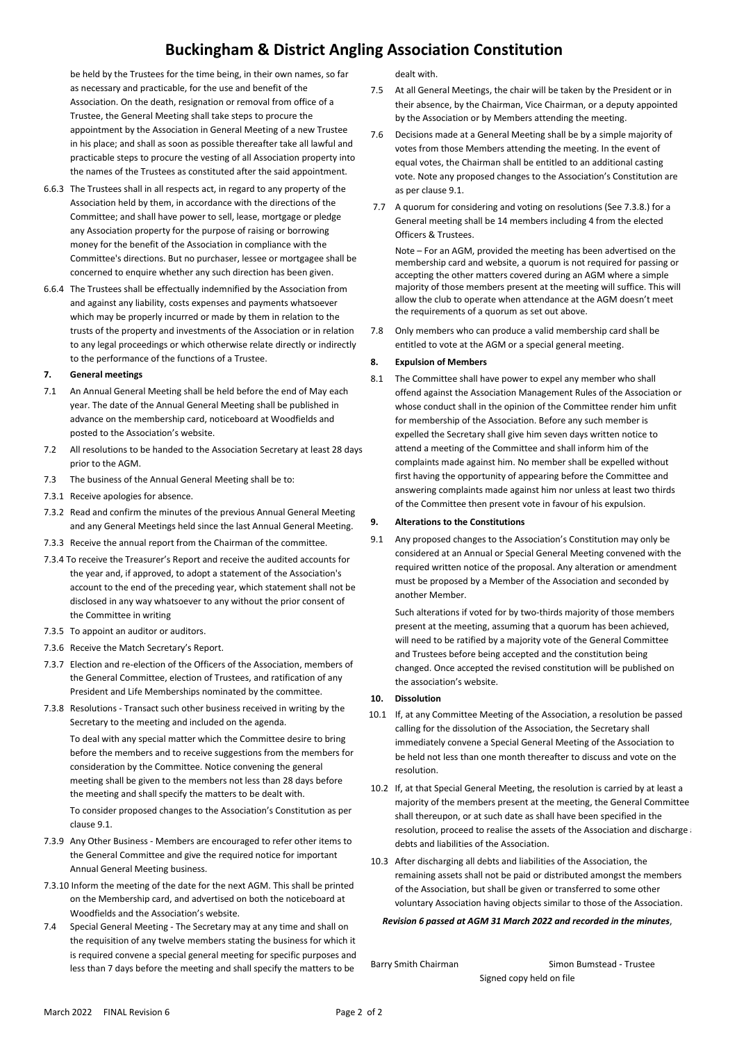be held by the Trustees for the time being, in their own names, so far as necessary and practicable, for the use and benefit of the Association. On the death, resignation or removal from office of a Trustee, the General Meeting shall take steps to procure the appointment by the Association in General Meeting of a new Trustee in his place; and shall as soon as possible thereafter take all lawful and practicable steps to procure the vesting of all Association property into the names of the Trustees as constituted after the said appointment.

6.6.3 The Trustees shall in all respects act, in regard to any property of the Association held by them, in accordance with the directions of the Committee; and shall have power to sell, lease, mortgage or pledge any Association property for the purpose of raising or borrowing money for the benefit of the Association in compliance with the Committee's directions. But no purchaser, lessee or mortgagee shall be concerned to enquire whether any such direction has been given.

6.6.4 The Trustees shall be effectually indemnified by the Association from and against any liability, costs expenses and payments whatsoever which may be properly incurred or made by them in relation to the trusts of the property and investments of the Association or in relation to any legal proceedings or which otherwise relate directly or indirectly to the performance of the functions of a Trustee.

**7. General meetings**

7.1 An Annual General Meeting shall be held before the end of May each year. The date of the Annual General Meeting shall be published in advance on the membership card, noticeboard at Woodfields and posted to the Association's website.

7.2 All resolutions to be handed to the Association Secretary at least 28 days prior to the AGM.

7.3 The business of the Annual General Meeting shall be to:

7.3.1 Receive apologies for absence.

7.3.2 Read and confirm the minutes of the previous Annual General Meeting and any General Meetings held since the last Annual General Meeting.

7.3.3 Receive the annual report from the Chairman of the committee.

7.3.4 To receive the Treasurer's Report and receive the audited accounts for the year and, if approved, to adopt a statement of the Association's account to the end of the preceding year, which statement shall not be disclosed in any way whatsoever to any without the prior consent of the Committee in writing

7.3.5 To appoint an auditor or auditors.

7.3.6 Receive the Match Secretary's Report.

7.3.7 Election and re-election of the Officers of the Association, members of the General Committee, election of Trustees, and ratification of any President and Life Memberships nominated by the committee.

7.3.8 Resolutions - Transact such other business received in writing by the Secretary to the meeting and included on the agenda.

To deal with any special matter which the Committee desire to bring before the members and to receive suggestions from the members for consideration by the Committee. Notice convening the general meeting shall be given to the members not less than 28 days before the meeting and shall specify the matters to be dealt with.

To consider proposed changes to the Association's Constitution as per clause 9.1.

7.3.9 Any Other Business - Members are encouraged to refer other items to the General Committee and give the required notice for important Annual General Meeting business.

7.3.10 Inform the meeting of the date for the next AGM. This shall be printed on the Membership card, and advertised on both the noticeboard at Woodfields and the Association's website.

7.4 Special General Meeting - The Secretary may at any time and shall on the requisition of any twelve members stating the business for which it is required convene a special general meeting for specific purposes and less than 7 days before the meeting and shall specify the matters to be dealt with.

7.5 At all General Meetings, the chair will be taken by the President or in their absence, by the Chairman, Vice Chairman, or a deputy appointed by the Association or by Members attending the meeting.

7.6 Decisions made at a General Meeting shall be by a simple majority of votes from those Members attending the meeting. In the event of equal votes, the Chairman shall be entitled to an additional casting vote. Note any proposed changes to the Association's Constitution are as per clause 9.1.

7.7 A quorum for considering and voting on resolutions (See 7.3.8.) for a General meeting shall be 14 members including 4 from the elected Officers & Trustees.

Note – For an AGM, provided the meeting has been advertised on the membership card and website, a quorum is not required for passing or accepting the other matters covered during an AGM where a simple majority of those members present at the meeting will suffice. This will allow the club to operate when attendance at the AGM doesn't meet the requirements of a quorum as set out above.

7.8 Only members who can produce a valid membership card shall be entitled to vote at the AGM or a special general meeting.

**8. Expulsion of Members**

8.1 The Committee shall have power to expel any member who shall offend against the Association Management Rules of the Association or whose conduct shall in the opinion of the Committee render him unfit for membership of the Association. Before any such member is expelled the Secretary shall give him seven days written notice to attend a meeting of the Committee and shall inform him of the complaints made against him. No member shall be expelled without first having the opportunity of appearing before the Committee and answering complaints made against him nor unless at least two thirds of the Committee then present vote in favour of his expulsion.

**9. Alterations to the Constitutions**

9.1 Any proposed changes to the Association's Constitution may only be considered at an Annual or Special General Meeting convened with the required written notice of the proposal. Any alteration or amendment must be proposed by a Member of the Association and seconded by another Member.

Such alterations if voted for by two-thirds majority of those members present at the meeting, assuming that a quorum has been achieved, will need to be ratified by a majority vote of the General Committee and Trustees before being accepted and the constitution being changed. Once accepted the revised constitution will be published on the association's website.

**10. Dissolution**

10.1 If, at any Committee Meeting of the Association, a resolution be passed calling for the dissolution of the Association, the Secretary shall immediately convene a Special General Meeting of the Association to be held not less than one month thereafter to discuss and vote on the resolution.

10.2 If, at that Special General Meeting, the resolution is carried by at least a majority of the members present at the meeting, the General Committee shall thereupon, or at such date as shall have been specified in the resolution, proceed to realise the assets of the Association and discharge a debts and liabilities of the Association.

10.3 After discharging all debts and liabilities of the Association, the remaining assets shall not be paid or distributed amongst the members of the Association, but shall be given or transferred to some other voluntary Association having objects similar to those of the Association.

***Revision 6 passed at AGM 31 March 2022 and recorded in the minutes**,*

Barry Smith Chairman        Simon Bumstead - Trustee

Signed copy held on file